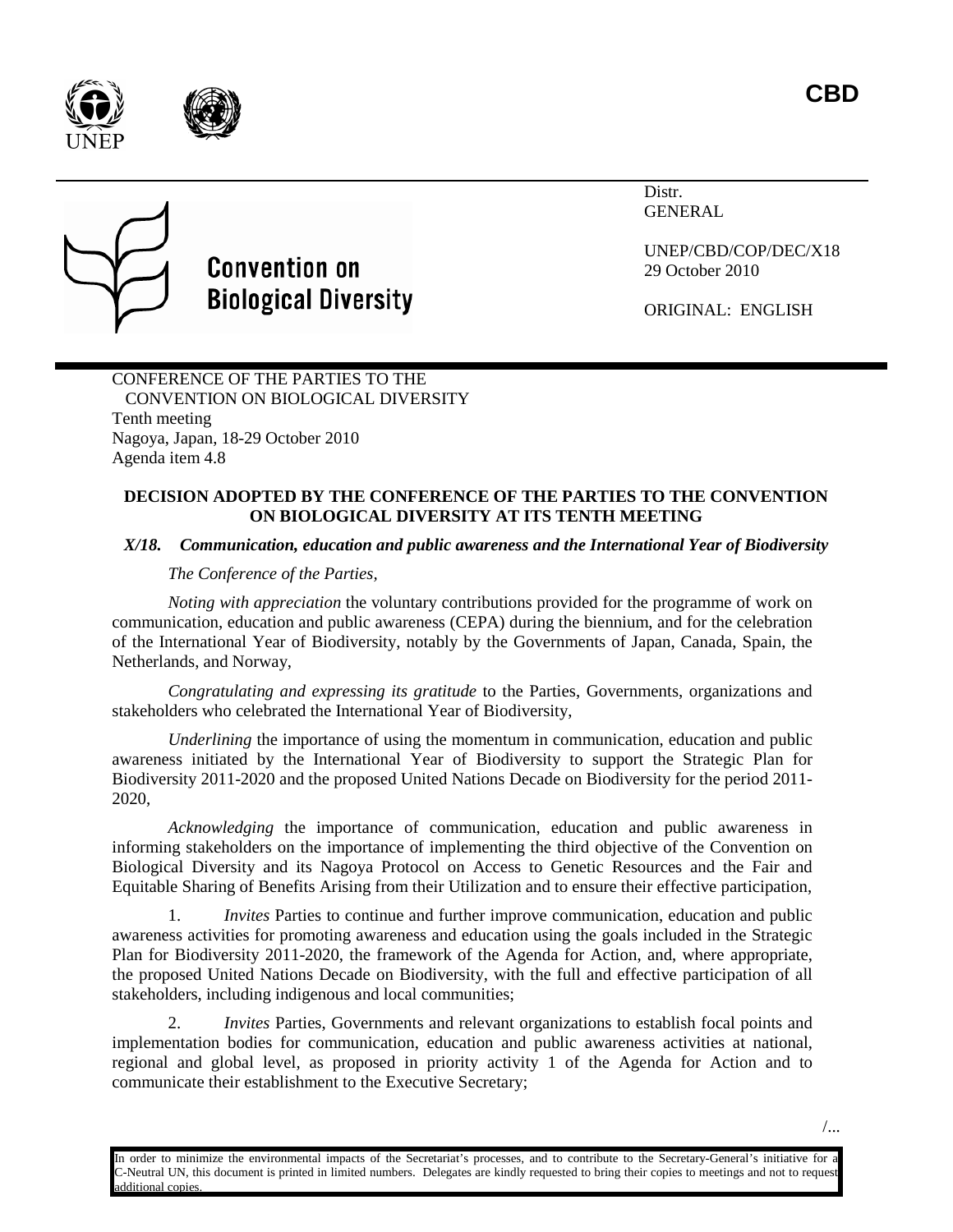CBD

UNEP

Convention on Biological Diversity

Distr.
GENERAL

UNEP/CBD/COP/DEC/X18
29 October 2010

ORIGINAL: ENGLISH

CONFERENCE OF THE PARTIES TO THE CONVENTION ON BIOLOGICAL DIVERSITY
Tenth meeting
Nagoya, Japan, 18-29 October 2010
Agenda item 4.8

**DECISION ADOPTED BY THE CONFERENCE OF THE PARTIES TO THE CONVENTION ON BIOLOGICAL DIVERSITY AT ITS TENTH MEETING**

***X/18. Communication, education and public awareness and the International Year of Biodiversity***

*The Conference of the Parties,*

*Noting with appreciation* the voluntary contributions provided for the programme of work on communication, education and public awareness (CEPA) during the biennium, and for the celebration of the International Year of Biodiversity, notably by the Governments of Japan, Canada, Spain, the Netherlands, and Norway,

*Congratulating and expressing its gratitude* to the Parties, Governments, organizations and stakeholders who celebrated the International Year of Biodiversity,

*Underlining* the importance of using the momentum in communication, education and public awareness initiated by the International Year of Biodiversity to support the Strategic Plan for Biodiversity 2011-2020 and the proposed United Nations Decade on Biodiversity for the period 2011-2020,

*Acknowledging* the importance of communication, education and public awareness in informing stakeholders on the importance of implementing the third objective of the Convention on Biological Diversity and its Nagoya Protocol on Access to Genetic Resources and the Fair and Equitable Sharing of Benefits Arising from their Utilization and to ensure their effective participation,

1. *Invites* Parties to continue and further improve communication, education and public awareness activities for promoting awareness and education using the goals included in the Strategic Plan for Biodiversity 2011-2020, the framework of the Agenda for Action, and, where appropriate, the proposed United Nations Decade on Biodiversity, with the full and effective participation of all stakeholders, including indigenous and local communities;

2. *Invites* Parties, Governments and relevant organizations to establish focal points and implementation bodies for communication, education and public awareness activities at national, regional and global level, as proposed in priority activity 1 of the Agenda for Action and to communicate their establishment to the Executive Secretary;

/...

In order to minimize the environmental impacts of the Secretariat's processes, and to contribute to the Secretary-General's initiative for a C-Neutral UN, this document is printed in limited numbers. Delegates are kindly requested to bring their copies to meetings and not to request additional copies.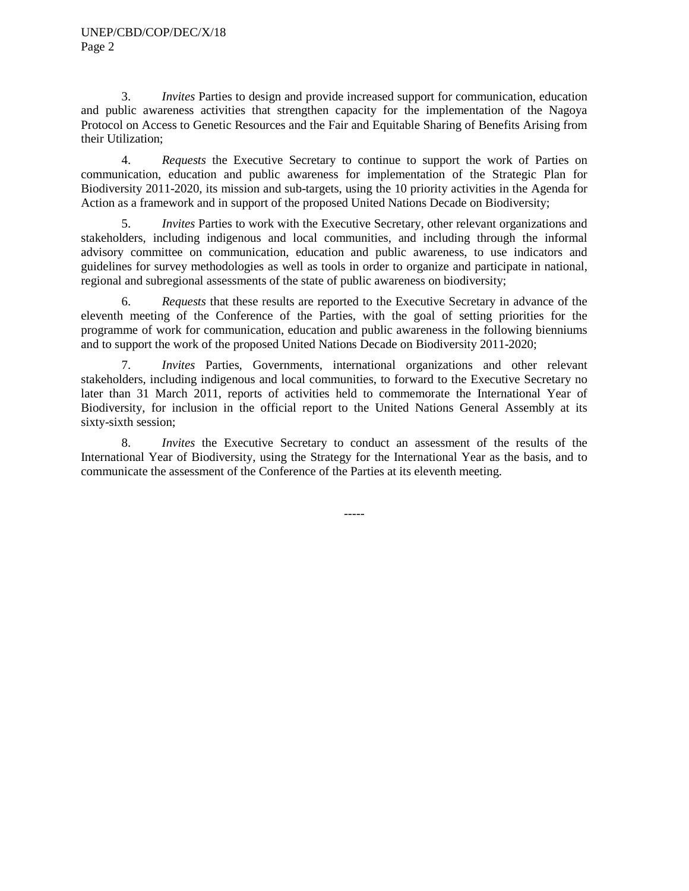3. *Invites* Parties to design and provide increased support for communication, education and public awareness activities that strengthen capacity for the implementation of the Nagoya Protocol on Access to Genetic Resources and the Fair and Equitable Sharing of Benefits Arising from their Utilization;

4. *Requests* the Executive Secretary to continue to support the work of Parties on communication, education and public awareness for implementation of the Strategic Plan for Biodiversity 2011-2020, its mission and sub-targets, using the 10 priority activities in the Agenda for Action as a framework and in support of the proposed United Nations Decade on Biodiversity;

5. *Invites* Parties to work with the Executive Secretary, other relevant organizations and stakeholders, including indigenous and local communities, and including through the informal advisory committee on communication, education and public awareness, to use indicators and guidelines for survey methodologies as well as tools in order to organize and participate in national, regional and subregional assessments of the state of public awareness on biodiversity;

6. *Requests* that these results are reported to the Executive Secretary in advance of the eleventh meeting of the Conference of the Parties, with the goal of setting priorities for the programme of work for communication, education and public awareness in the following bienniums and to support the work of the proposed United Nations Decade on Biodiversity 2011-2020;

7. *Invites* Parties, Governments, international organizations and other relevant stakeholders, including indigenous and local communities, to forward to the Executive Secretary no later than 31 March 2011, reports of activities held to commemorate the International Year of Biodiversity, for inclusion in the official report to the United Nations General Assembly at its sixty-sixth session;

8. *Invites* the Executive Secretary to conduct an assessment of the results of the International Year of Biodiversity, using the Strategy for the International Year as the basis, and to communicate the assessment of the Conference of the Parties at its eleventh meeting.

-----